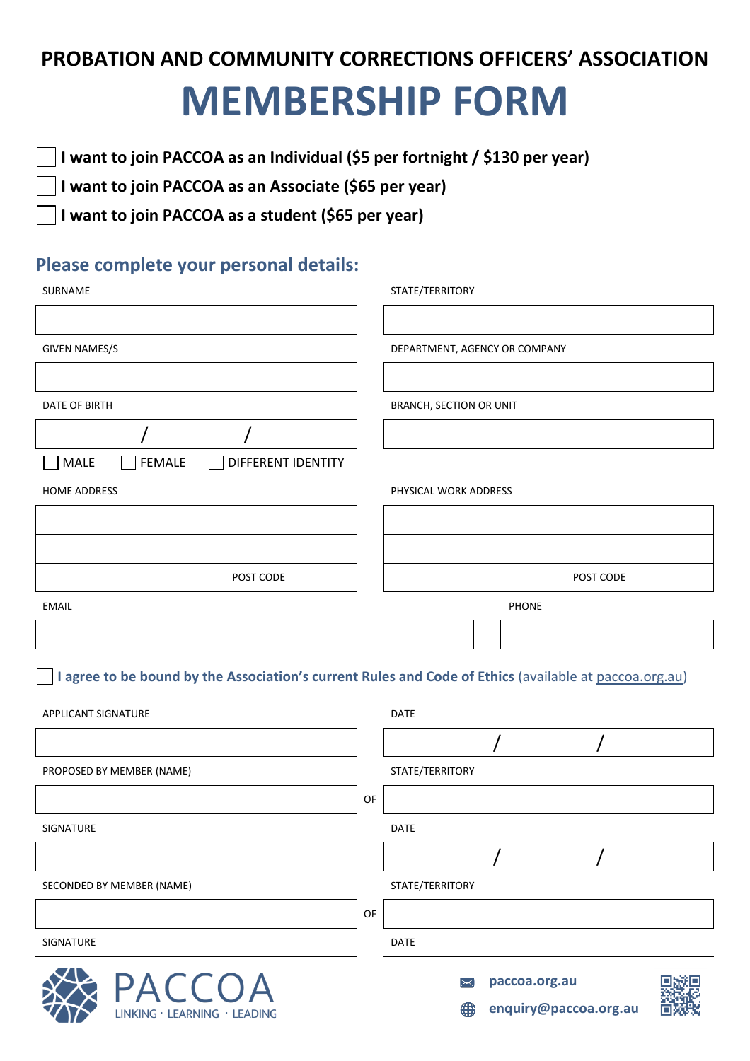**PROBATION AND COMMUNITY CORRECTIONS OFFICERS' ASSOCIATION**

# MEMBERSHIP FORM

- ☐ **I want to join PACCOA as an Individual ($5 per fortnight / $130 per year)**
- ☐ **I want to join PACCOA as an Associate ($65 per year)**
- ☐ **I want to join PACCOA as a student ($65 per year)**

## Please complete your personal details:

| SURNAME | STATE/TERRITORY |
|---|---|
| | |

| GIVEN NAMES/S | DEPARTMENT, AGENCY OR COMPANY |
|---|---|
| | |

| DATE OF BIRTH | BRANCH, SECTION OR UNIT |
|---|---|
| / / | |

☐ MALE ☐ FEMALE ☐ DIFFERENT IDENTITY

| HOME ADDRESS | PHYSICAL WORK ADDRESS |
|---|---|
| | |
| | |
| POST CODE | POST CODE |

| EMAIL | PHONE |
|---|---|
| | |

☐ **I agree to be bound by the Association's current Rules and Code of Ethics** (available at paccoa.org.au)

| APPLICANT SIGNATURE | | DATE |
|---|---|---|
| | | / / |
| PROPOSED BY MEMBER (NAME) | | STATE/TERRITORY |
| | OF | |
| SIGNATURE | | DATE |
| | | / / |
| SECONDED BY MEMBER (NAME) | | STATE/TERRITORY |
| | OF | |
| SIGNATURE | | DATE |

PACCOA
LINKING · LEARNING · LEADING

paccoa.org.au
enquiry@paccoa.org.au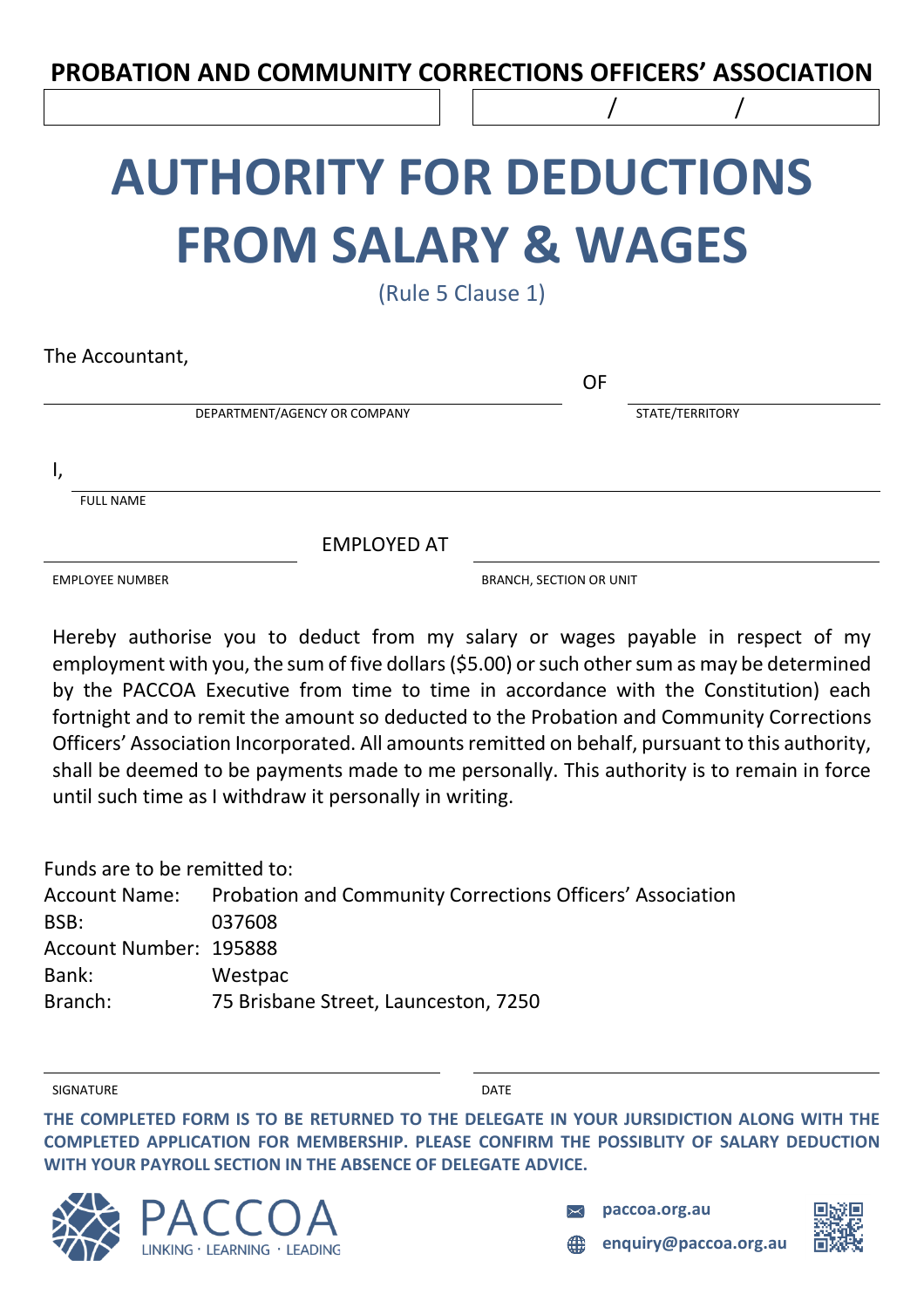**PROBATION AND COMMUNITY CORRECTIONS OFFICERS' ASSOCIATION**

/ /

# AUTHORITY FOR DEDUCTIONS FROM SALARY & WAGES

(Rule 5 Clause 1)

The Accountant,

DEPARTMENT/AGENCY OR COMPANY OF STATE/TERRITORY

I,

FULL NAME

EMPLOYEE NUMBER EMPLOYED AT BRANCH, SECTION OR UNIT

Hereby authorise you to deduct from my salary or wages payable in respect of my employment with you, the sum of five dollars ($5.00) or such other sum as may be determined by the PACCOA Executive from time to time in accordance with the Constitution) each fortnight and to remit the amount so deducted to the Probation and Community Corrections Officers' Association Incorporated. All amounts remitted on behalf, pursuant to this authority, shall be deemed to be payments made to me personally. This authority is to remain in force until such time as I withdraw it personally in writing.

Funds are to be remitted to:

| | |
|---|---|
| Account Name: | Probation and Community Corrections Officers' Association |
| BSB: | 037608 |
| Account Number: | 195888 |
| Bank: | Westpac |
| Branch: | 75 Brisbane Street, Launceston, 7250 |

SIGNATURE DATE

**THE COMPLETED FORM IS TO BE RETURNED TO THE DELEGATE IN YOUR JURSIDICTION ALONG WITH THE COMPLETED APPLICATION FOR MEMBERSHIP. PLEASE CONFIRM THE POSSIBLITY OF SALARY DEDUCTION WITH YOUR PAYROLL SECTION IN THE ABSENCE OF DELEGATE ADVICE.**

PACCOA
LINKING · LEARNING · LEADING

paccoa.org.au
enquiry@paccoa.org.au